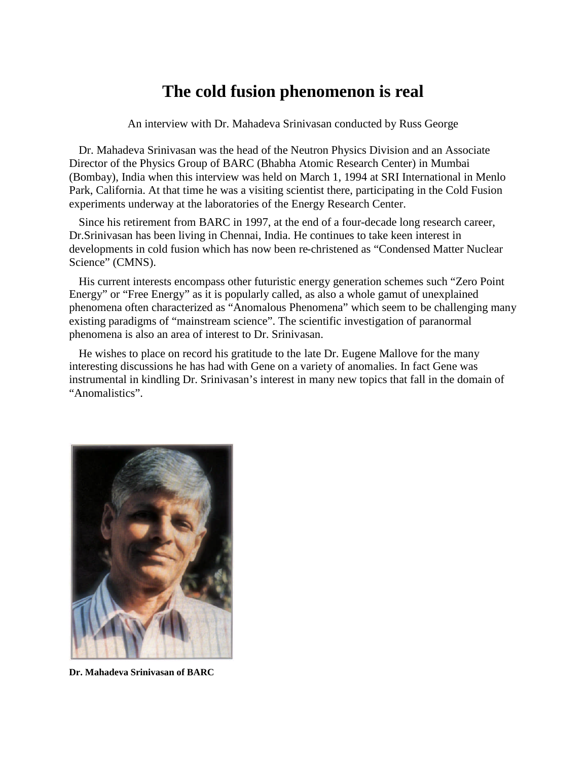# The cold fusion phenomenon is real

An interview with Dr. Mahadeva Srinivasan conducted by Russ George

Dr. Mahadeva Srinivasan was the head of the Neutron Physics Division and an Associate Director of the Physics Group of BARC (Bhabha Atomic Research Center) in Mumbai (Bombay), India when this interview was held on March 1, 1994 at SRI International in Menlo Park, California. At that time he was a visiting scientist there, participating in the Cold Fusion experiments underway at the laboratories of the Energy Research Center.

Since his retirement from BARC in 1997, at the end of a four-decade long research career, Dr.Srinivasan has been living in Chennai, India. He continues to take keen interest in developments in cold fusion which has now been re-christened as “Condensed Matter Nuclear Science” (CMNS).

His current interests encompass other futuristic energy generation schemes such “Zero Point Energy” or “Free Energy” as it is popularly called, as also a whole gamut of unexplained phenomena often characterized as “Anomalous Phenomena” which seem to be challenging many existing paradigms of “mainstream science”. The scientific investigation of paranormal phenomena is also an area of interest to Dr. Srinivasan.

He wishes to place on record his gratitude to the late Dr. Eugene Mallove for the many interesting discussions he has had with Gene on a variety of anomalies. In fact Gene was instrumental in kindling Dr. Srinivasan’s interest in many new topics that fall in the domain of “Anomalistics”.

**Dr. Mahadeva Srinivasan of BARC**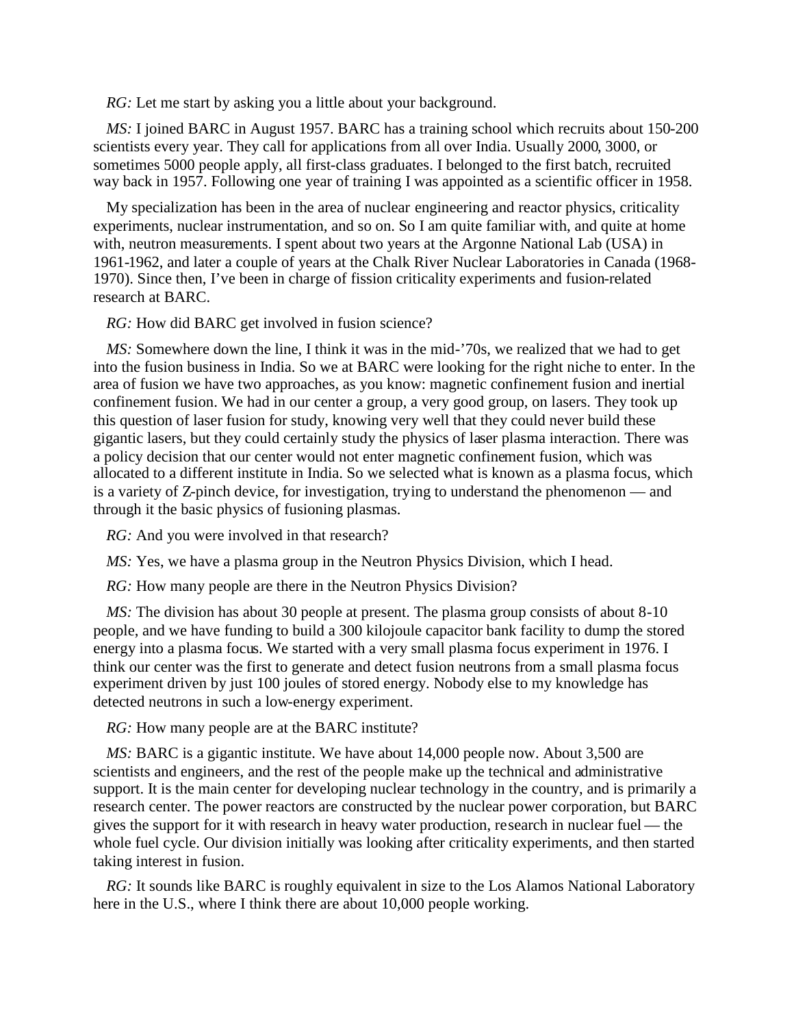*RG:* Let me start by asking you a little about your background.

*MS:* I joined BARC in August 1957. BARC has a training school which recruits about 150-200 scientists every year. They call for applications from all over India. Usually 2000, 3000, or sometimes 5000 people apply, all first-class graduates. I belonged to the first batch, recruited way back in 1957. Following one year of training I was appointed as a scientific officer in 1958.

My specialization has been in the area of nuclear engineering and reactor physics, criticality experiments, nuclear instrumentation, and so on. So I am quite familiar with, and quite at home with, neutron measurements. I spent about two years at the Argonne National Lab (USA) in 1961-1962, and later a couple of years at the Chalk River Nuclear Laboratories in Canada (1968-1970). Since then, I've been in charge of fission criticality experiments and fusion-related research at BARC.

*RG:* How did BARC get involved in fusion science?

*MS:* Somewhere down the line, I think it was in the mid-'70s, we realized that we had to get into the fusion business in India. So we at BARC were looking for the right niche to enter. In the area of fusion we have two approaches, as you know: magnetic confinement fusion and inertial confinement fusion. We had in our center a group, a very good group, on lasers. They took up this question of laser fusion for study, knowing very well that they could never build these gigantic lasers, but they could certainly study the physics of laser plasma interaction. There was a policy decision that our center would not enter magnetic confinement fusion, which was allocated to a different institute in India. So we selected what is known as a plasma focus, which is a variety of Z-pinch device, for investigation, trying to understand the phenomenon — and through it the basic physics of fusioning plasmas.

*RG:* And you were involved in that research?

*MS:* Yes, we have a plasma group in the Neutron Physics Division, which I head.

*RG:* How many people are there in the Neutron Physics Division?

*MS:* The division has about 30 people at present. The plasma group consists of about 8-10 people, and we have funding to build a 300 kilojoule capacitor bank facility to dump the stored energy into a plasma focus. We started with a very small plasma focus experiment in 1976. I think our center was the first to generate and detect fusion neutrons from a small plasma focus experiment driven by just 100 joules of stored energy. Nobody else to my knowledge has detected neutrons in such a low-energy experiment.

*RG:* How many people are at the BARC institute?

*MS:* BARC is a gigantic institute. We have about 14,000 people now. About 3,500 are scientists and engineers, and the rest of the people make up the technical and administrative support. It is the main center for developing nuclear technology in the country, and is primarily a research center. The power reactors are constructed by the nuclear power corporation, but BARC gives the support for it with research in heavy water production, research in nuclear fuel — the whole fuel cycle. Our division initially was looking after criticality experiments, and then started taking interest in fusion.

*RG:* It sounds like BARC is roughly equivalent in size to the Los Alamos National Laboratory here in the U.S., where I think there are about 10,000 people working.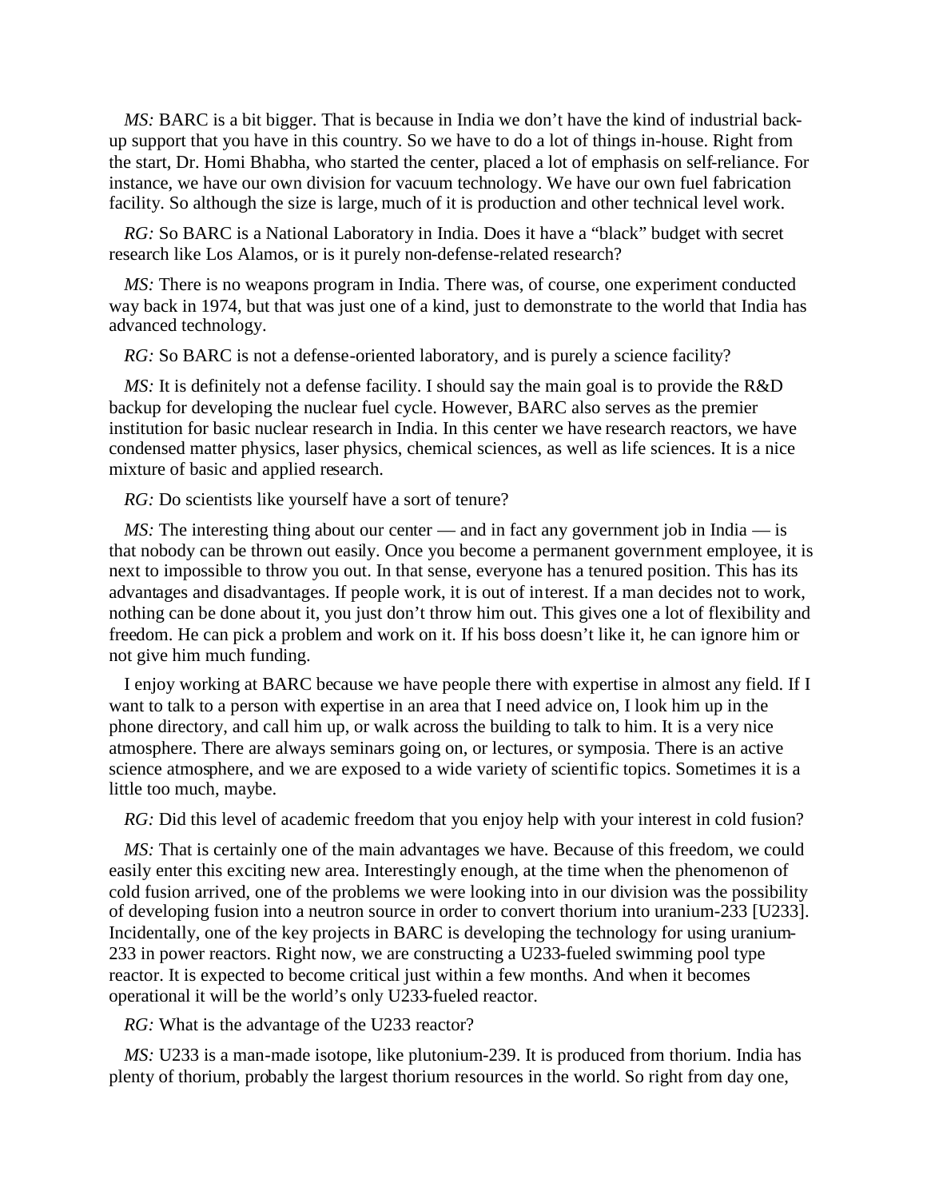*MS:* BARC is a bit bigger. That is because in India we don't have the kind of industrial back-up support that you have in this country. So we have to do a lot of things in-house. Right from the start, Dr. Homi Bhabha, who started the center, placed a lot of emphasis on self-reliance. For instance, we have our own division for vacuum technology. We have our own fuel fabrication facility. So although the size is large, much of it is production and other technical level work.

*RG:* So BARC is a National Laboratory in India. Does it have a "black" budget with secret research like Los Alamos, or is it purely non-defense-related research?

*MS:* There is no weapons program in India. There was, of course, one experiment conducted way back in 1974, but that was just one of a kind, just to demonstrate to the world that India has advanced technology.

*RG:* So BARC is not a defense-oriented laboratory, and is purely a science facility?

*MS:* It is definitely not a defense facility. I should say the main goal is to provide the R&D backup for developing the nuclear fuel cycle. However, BARC also serves as the premier institution for basic nuclear research in India. In this center we have research reactors, we have condensed matter physics, laser physics, chemical sciences, as well as life sciences. It is a nice mixture of basic and applied research.

*RG:* Do scientists like yourself have a sort of tenure?

*MS:* The interesting thing about our center — and in fact any government job in India — is that nobody can be thrown out easily. Once you become a permanent government employee, it is next to impossible to throw you out. In that sense, everyone has a tenured position. This has its advantages and disadvantages. If people work, it is out of interest. If a man decides not to work, nothing can be done about it, you just don't throw him out. This gives one a lot of flexibility and freedom. He can pick a problem and work on it. If his boss doesn't like it, he can ignore him or not give him much funding.

I enjoy working at BARC because we have people there with expertise in almost any field. If I want to talk to a person with expertise in an area that I need advice on, I look him up in the phone directory, and call him up, or walk across the building to talk to him. It is a very nice atmosphere. There are always seminars going on, or lectures, or symposia. There is an active science atmosphere, and we are exposed to a wide variety of scientific topics. Sometimes it is a little too much, maybe.

*RG:* Did this level of academic freedom that you enjoy help with your interest in cold fusion?

*MS:* That is certainly one of the main advantages we have. Because of this freedom, we could easily enter this exciting new area. Interestingly enough, at the time when the phenomenon of cold fusion arrived, one of the problems we were looking into in our division was the possibility of developing fusion into a neutron source in order to convert thorium into uranium-233 [U233]. Incidentally, one of the key projects in BARC is developing the technology for using uranium-233 in power reactors. Right now, we are constructing a U233-fueled swimming pool type reactor. It is expected to become critical just within a few months. And when it becomes operational it will be the world's only U233-fueled reactor.

*RG:* What is the advantage of the U233 reactor?

*MS:* U233 is a man-made isotope, like plutonium-239. It is produced from thorium. India has plenty of thorium, probably the largest thorium resources in the world. So right from day one,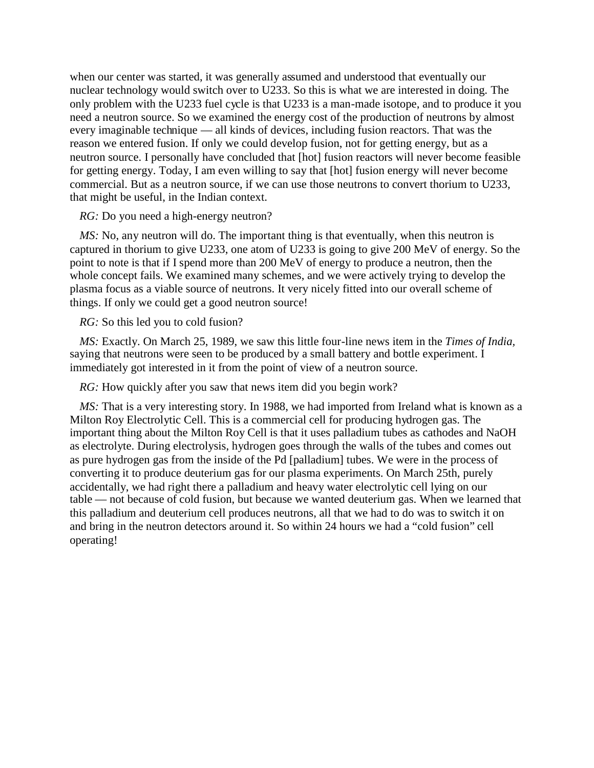when our center was started, it was generally assumed and understood that eventually our nuclear technology would switch over to U233. So this is what we are interested in doing. The only problem with the U233 fuel cycle is that U233 is a man-made isotope, and to produce it you need a neutron source. So we examined the energy cost of the production of neutrons by almost every imaginable technique — all kinds of devices, including fusion reactors. That was the reason we entered fusion. If only we could develop fusion, not for getting energy, but as a neutron source. I personally have concluded that [hot] fusion reactors will never become feasible for getting energy. Today, I am even willing to say that [hot] fusion energy will never become commercial. But as a neutron source, if we can use those neutrons to convert thorium to U233, that might be useful, in the Indian context.

*RG:* Do you need a high-energy neutron?

*MS:* No, any neutron will do. The important thing is that eventually, when this neutron is captured in thorium to give U233, one atom of U233 is going to give 200 MeV of energy. So the point to note is that if I spend more than 200 MeV of energy to produce a neutron, then the whole concept fails. We examined many schemes, and we were actively trying to develop the plasma focus as a viable source of neutrons. It very nicely fitted into our overall scheme of things. If only we could get a good neutron source!

*RG:* So this led you to cold fusion?

*MS:* Exactly. On March 25, 1989, we saw this little four-line news item in the *Times of India,* saying that neutrons were seen to be produced by a small battery and bottle experiment. I immediately got interested in it from the point of view of a neutron source.

*RG:* How quickly after you saw that news item did you begin work?

*MS:* That is a very interesting story. In 1988, we had imported from Ireland what is known as a Milton Roy Electrolytic Cell. This is a commercial cell for producing hydrogen gas. The important thing about the Milton Roy Cell is that it uses palladium tubes as cathodes and NaOH as electrolyte. During electrolysis, hydrogen goes through the walls of the tubes and comes out as pure hydrogen gas from the inside of the Pd [palladium] tubes. We were in the process of converting it to produce deuterium gas for our plasma experiments. On March 25th, purely accidentally, we had right there a palladium and heavy water electrolytic cell lying on our table — not because of cold fusion, but because we wanted deuterium gas. When we learned that this palladium and deuterium cell produces neutrons, all that we had to do was to switch it on and bring in the neutron detectors around it. So within 24 hours we had a "cold fusion" cell operating!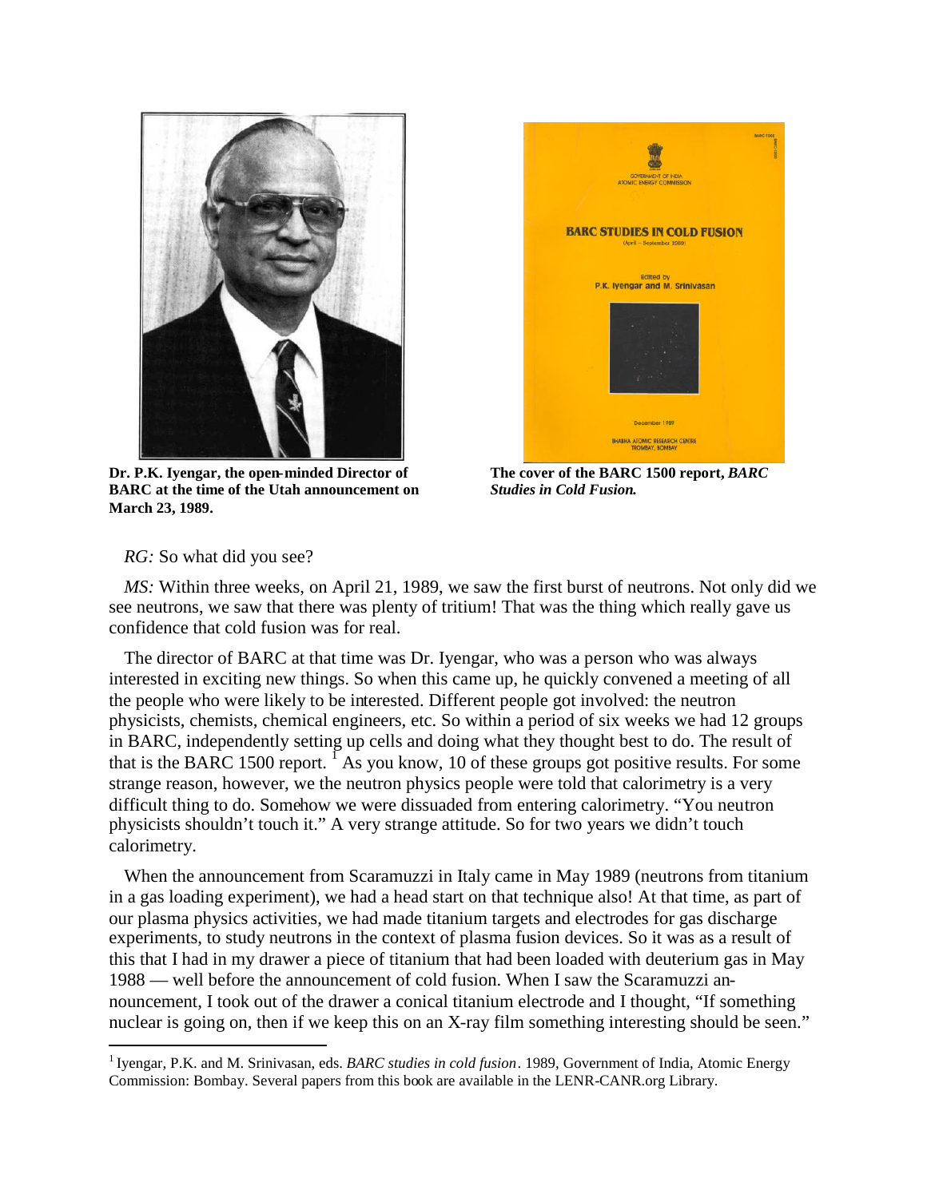**Dr. P.K. Iyengar, the open-minded Director of BARC at the time of the Utah announcement on March 23, 1989.**

**The cover of the BARC 1500 report, *BARC Studies in Cold Fusion.***

*RG:* So what did you see?

*MS:* Within three weeks, on April 21, 1989, we saw the first burst of neutrons. Not only did we see neutrons, we saw that there was plenty of tritium! That was the thing which really gave us confidence that cold fusion was for real.

The director of BARC at that time was Dr. Iyengar, who was a person who was always interested in exciting new things. So when this came up, he quickly convened a meeting of all the people who were likely to be interested. Different people got involved: the neutron physicists, chemists, chemical engineers, etc. So within a period of six weeks we had 12 groups in BARC, independently setting up cells and doing what they thought best to do. The result of that is the BARC 1500 report.[1] As you know, 10 of these groups got positive results. For some strange reason, however, we the neutron physics people were told that calorimetry is a very difficult thing to do. Somehow we were dissuaded from entering calorimetry. "You neutron physicists shouldn't touch it." A very strange attitude. So for two years we didn't touch calorimetry.

When the announcement from Scaramuzzi in Italy came in May 1989 (neutrons from titanium in a gas loading experiment), we had a head start on that technique also! At that time, as part of our plasma physics activities, we had made titanium targets and electrodes for gas discharge experiments, to study neutrons in the context of plasma fusion devices. So it was as a result of this that I had in my drawer a piece of titanium that had been loaded with deuterium gas in May 1988 — well before the announcement of cold fusion. When I saw the Scaramuzzi announcement, I took out of the drawer a conical titanium electrode and I thought, "If something nuclear is going on, then if we keep this on an X-ray film something interesting should be seen."

---

[1] Iyengar, P.K. and M. Srinivasan, eds. *BARC studies in cold fusion*. 1989, Government of India, Atomic Energy Commission: Bombay. Several papers from this book are available in the LENR-CANR.org Library.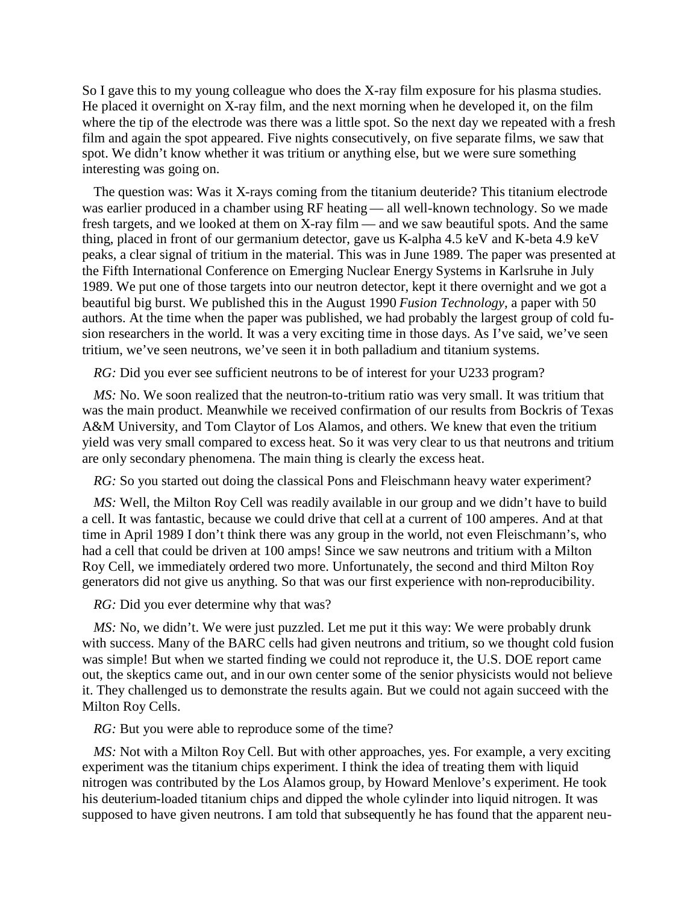So I gave this to my young colleague who does the X-ray film exposure for his plasma studies. He placed it overnight on X-ray film, and the next morning when he developed it, on the film where the tip of the electrode was there was a little spot. So the next day we repeated with a fresh film and again the spot appeared. Five nights consecutively, on five separate films, we saw that spot. We didn't know whether it was tritium or anything else, but we were sure something interesting was going on.

The question was: Was it X-rays coming from the titanium deuteride? This titanium electrode was earlier produced in a chamber using RF heating — all well-known technology. So we made fresh targets, and we looked at them on X-ray film — and we saw beautiful spots. And the same thing, placed in front of our germanium detector, gave us K-alpha 4.5 keV and K-beta 4.9 keV peaks, a clear signal of tritium in the material. This was in June 1989. The paper was presented at the Fifth International Conference on Emerging Nuclear Energy Systems in Karlsruhe in July 1989. We put one of those targets into our neutron detector, kept it there overnight and we got a beautiful big burst. We published this in the August 1990 *Fusion Technology*, a paper with 50 authors. At the time when the paper was published, we had probably the largest group of cold fusion researchers in the world. It was a very exciting time in those days. As I've said, we've seen tritium, we've seen neutrons, we've seen it in both palladium and titanium systems.

*RG:* Did you ever see sufficient neutrons to be of interest for your U233 program?

*MS:* No. We soon realized that the neutron-to-tritium ratio was very small. It was tritium that was the main product. Meanwhile we received confirmation of our results from Bockris of Texas A&M University, and Tom Claytor of Los Alamos, and others. We knew that even the tritium yield was very small compared to excess heat. So it was very clear to us that neutrons and tritium are only secondary phenomena. The main thing is clearly the excess heat.

*RG:* So you started out doing the classical Pons and Fleischmann heavy water experiment?

*MS:* Well, the Milton Roy Cell was readily available in our group and we didn't have to build a cell. It was fantastic, because we could drive that cell at a current of 100 amperes. And at that time in April 1989 I don't think there was any group in the world, not even Fleischmann's, who had a cell that could be driven at 100 amps! Since we saw neutrons and tritium with a Milton Roy Cell, we immediately ordered two more. Unfortunately, the second and third Milton Roy generators did not give us anything. So that was our first experience with non-reproducibility.

*RG:* Did you ever determine why that was?

*MS:* No, we didn't. We were just puzzled. Let me put it this way: We were probably drunk with success. Many of the BARC cells had given neutrons and tritium, so we thought cold fusion was simple! But when we started finding we could not reproduce it, the U.S. DOE report came out, the skeptics came out, and in our own center some of the senior physicists would not believe it. They challenged us to demonstrate the results again. But we could not again succeed with the Milton Roy Cells.

*RG:* But you were able to reproduce some of the time?

*MS:* Not with a Milton Roy Cell. But with other approaches, yes. For example, a very exciting experiment was the titanium chips experiment. I think the idea of treating them with liquid nitrogen was contributed by the Los Alamos group, by Howard Menlove's experiment. He took his deuterium-loaded titanium chips and dipped the whole cylinder into liquid nitrogen. It was supposed to have given neutrons. I am told that subsequently he has found that the apparent neu-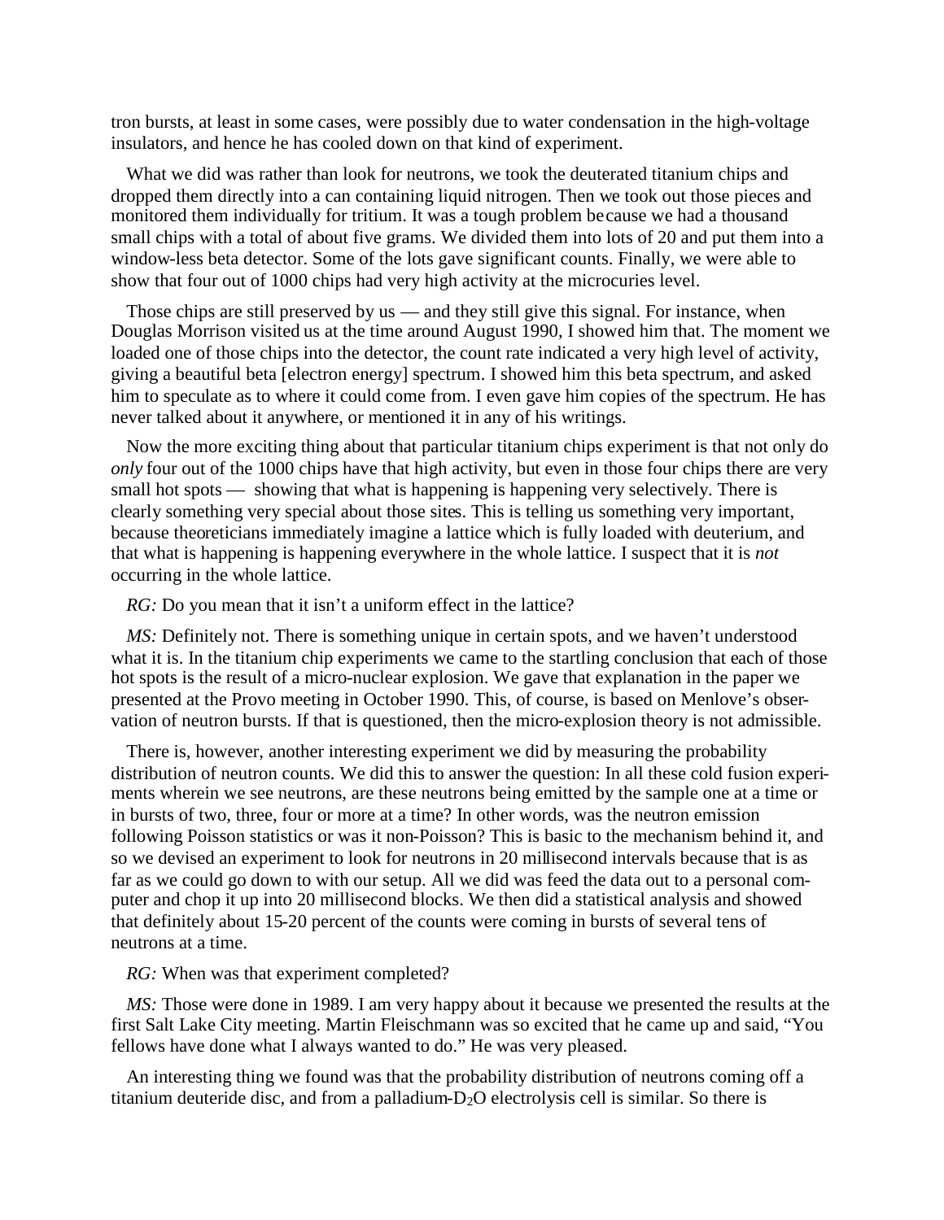tron bursts, at least in some cases, were possibly due to water condensation in the high-voltage insulators, and hence he has cooled down on that kind of experiment.

What we did was rather than look for neutrons, we took the deuterated titanium chips and dropped them directly into a can containing liquid nitrogen. Then we took out those pieces and monitored them individually for tritium. It was a tough problem because we had a thousand small chips with a total of about five grams. We divided them into lots of 20 and put them into a window-less beta detector. Some of the lots gave significant counts. Finally, we were able to show that four out of 1000 chips had very high activity at the microcuries level.

Those chips are still preserved by us — and they still give this signal. For instance, when Douglas Morrison visited us at the time around August 1990, I showed him that. The moment we loaded one of those chips into the detector, the count rate indicated a very high level of activity, giving a beautiful beta [electron energy] spectrum. I showed him this beta spectrum, and asked him to speculate as to where it could come from. I even gave him copies of the spectrum. He has never talked about it anywhere, or mentioned it in any of his writings.

Now the more exciting thing about that particular titanium chips experiment is that not only do *only* four out of the 1000 chips have that high activity, but even in those four chips there are very small hot spots — showing that what is happening is happening very selectively. There is clearly something very special about those sites. This is telling us something very important, because theoreticians immediately imagine a lattice which is fully loaded with deuterium, and that what is happening is happening everywhere in the whole lattice. I suspect that it is *not* occurring in the whole lattice.

*RG:* Do you mean that it isn't a uniform effect in the lattice?

*MS:* Definitely not. There is something unique in certain spots, and we haven't understood what it is. In the titanium chip experiments we came to the startling conclusion that each of those hot spots is the result of a micro-nuclear explosion. We gave that explanation in the paper we presented at the Provo meeting in October 1990. This, of course, is based on Menlove's observation of neutron bursts. If that is questioned, then the micro-explosion theory is not admissible.

There is, however, another interesting experiment we did by measuring the probability distribution of neutron counts. We did this to answer the question: In all these cold fusion experiments wherein we see neutrons, are these neutrons being emitted by the sample one at a time or in bursts of two, three, four or more at a time? In other words, was the neutron emission following Poisson statistics or was it non-Poisson? This is basic to the mechanism behind it, and so we devised an experiment to look for neutrons in 20 millisecond intervals because that is as far as we could go down to with our setup. All we did was feed the data out to a personal computer and chop it up into 20 millisecond blocks. We then did a statistical analysis and showed that definitely about 15-20 percent of the counts were coming in bursts of several tens of neutrons at a time.

*RG:* When was that experiment completed?

*MS:* Those were done in 1989. I am very happy about it because we presented the results at the first Salt Lake City meeting. Martin Fleischmann was so excited that he came up and said, "You fellows have done what I always wanted to do." He was very pleased.

An interesting thing we found was that the probability distribution of neutrons coming off a titanium deuteride disc, and from a palladium-$D_2O$ electrolysis cell is similar. So there is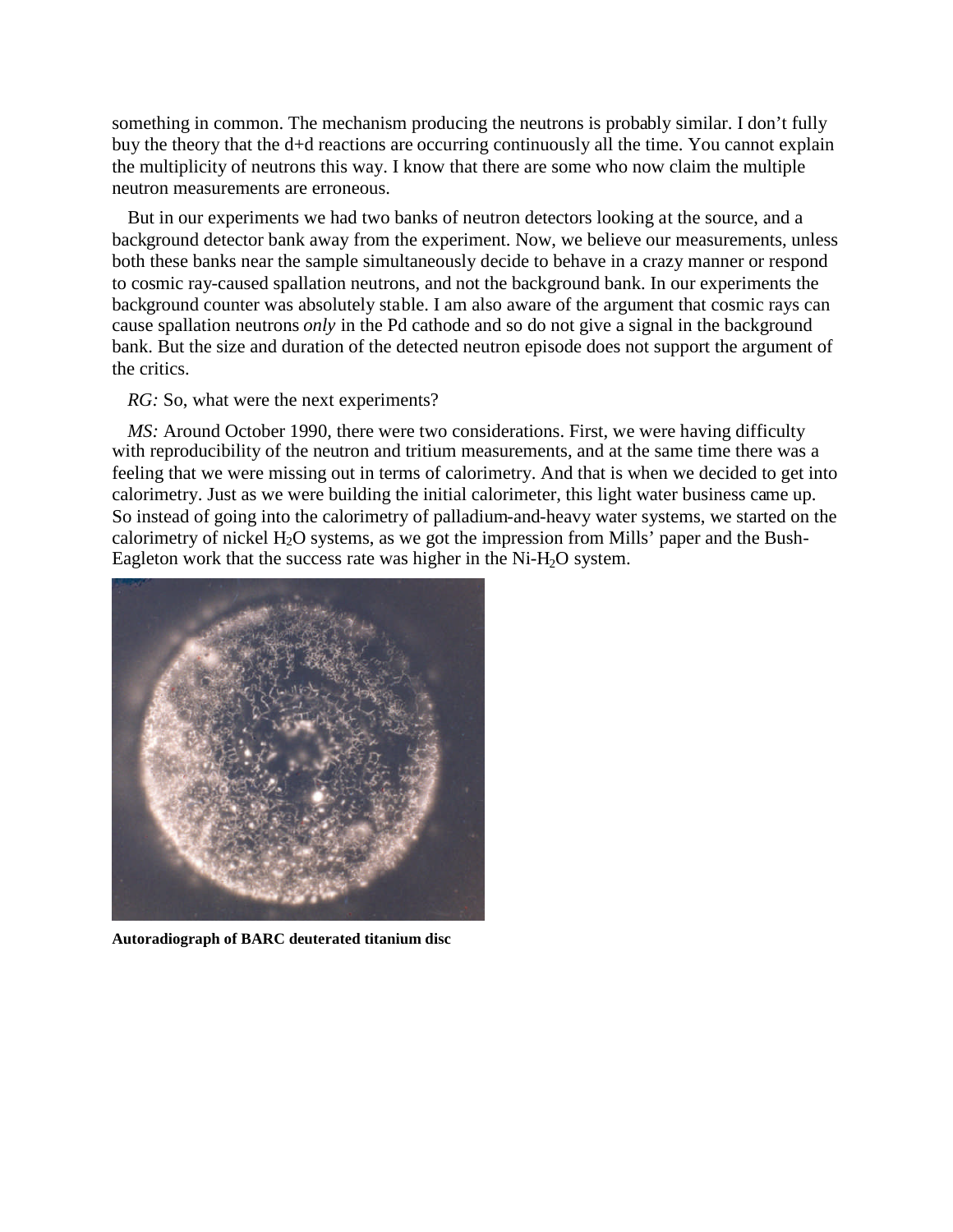something in common. The mechanism producing the neutrons is probably similar. I don't fully buy the theory that the d+d reactions are occurring continuously all the time. You cannot explain the multiplicity of neutrons this way. I know that there are some who now claim the multiple neutron measurements are erroneous.

But in our experiments we had two banks of neutron detectors looking at the source, and a background detector bank away from the experiment. Now, we believe our measurements, unless both these banks near the sample simultaneously decide to behave in a crazy manner or respond to cosmic ray-caused spallation neutrons, and not the background bank. In our experiments the background counter was absolutely stable. I am also aware of the argument that cosmic rays can cause spallation neutrons *only* in the Pd cathode and so do not give a signal in the background bank. But the size and duration of the detected neutron episode does not support the argument of the critics.

*RG:* So, what were the next experiments?

*MS:* Around October 1990, there were two considerations. First, we were having difficulty with reproducibility of the neutron and tritium measurements, and at the same time there was a feeling that we were missing out in terms of calorimetry. And that is when we decided to get into calorimetry. Just as we were building the initial calorimeter, this light water business came up. So instead of going into the calorimetry of palladium-and-heavy water systems, we started on the calorimetry of nickel $H_2O$ systems, as we got the impression from Mills' paper and the Bush-Eagleton work that the success rate was higher in the Ni-$H_2O$ system.

**Autoradiograph of BARC deuterated titanium disc**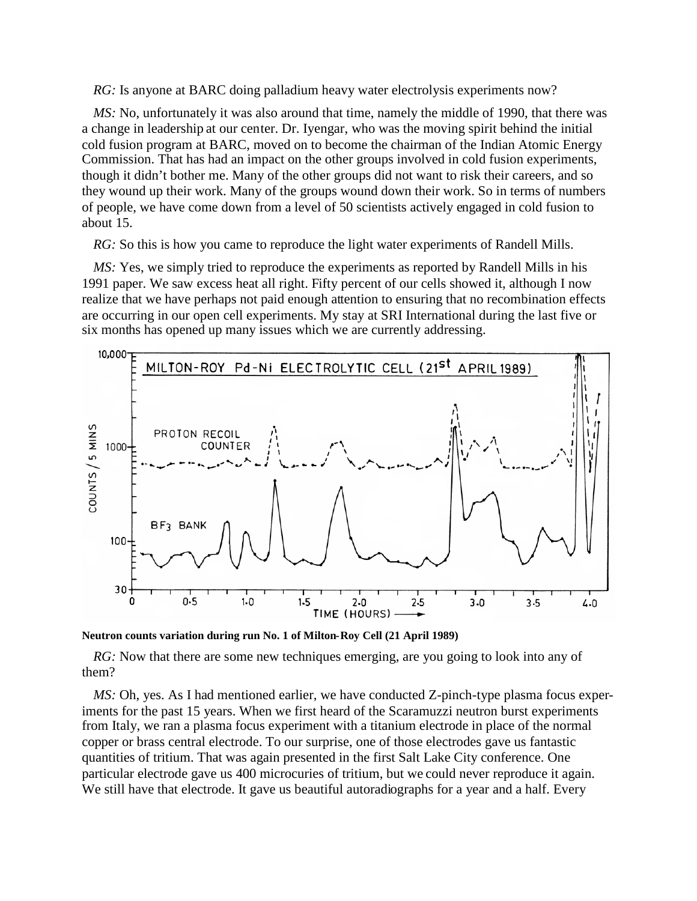*RG:* Is anyone at BARC doing palladium heavy water electrolysis experiments now?

*MS:* No, unfortunately it was also around that time, namely the middle of 1990, that there was a change in leadership at our center. Dr. Iyengar, who was the moving spirit behind the initial cold fusion program at BARC, moved on to become the chairman of the Indian Atomic Energy Commission. That has had an impact on the other groups involved in cold fusion experiments, though it didn't bother me. Many of the other groups did not want to risk their careers, and so they wound up their work. Many of the groups wound down their work. So in terms of numbers of people, we have come down from a level of 50 scientists actively engaged in cold fusion to about 15.

*RG:* So this is how you came to reproduce the light water experiments of Randell Mills.

*MS:* Yes, we simply tried to reproduce the experiments as reported by Randell Mills in his 1991 paper. We saw excess heat all right. Fifty percent of our cells showed it, although I now realize that we have perhaps not paid enough attention to ensuring that no recombination effects are occurring in our open cell experiments. My stay at SRI International during the last five or six months has opened up many issues which we are currently addressing.

**Neutron counts variation during run No. 1 of Milton-Roy Cell (21 April 1989)**

*RG:* Now that there are some new techniques emerging, are you going to look into any of them?

*MS:* Oh, yes. As I had mentioned earlier, we have conducted Z-pinch-type plasma focus experiments for the past 15 years. When we first heard of the Scaramuzzi neutron burst experiments from Italy, we ran a plasma focus experiment with a titanium electrode in place of the normal copper or brass central electrode. To our surprise, one of those electrodes gave us fantastic quantities of tritium. That was again presented in the first Salt Lake City conference. One particular electrode gave us 400 microcuries of tritium, but we could never reproduce it again. We still have that electrode. It gave us beautiful autoradiographs for a year and a half. Every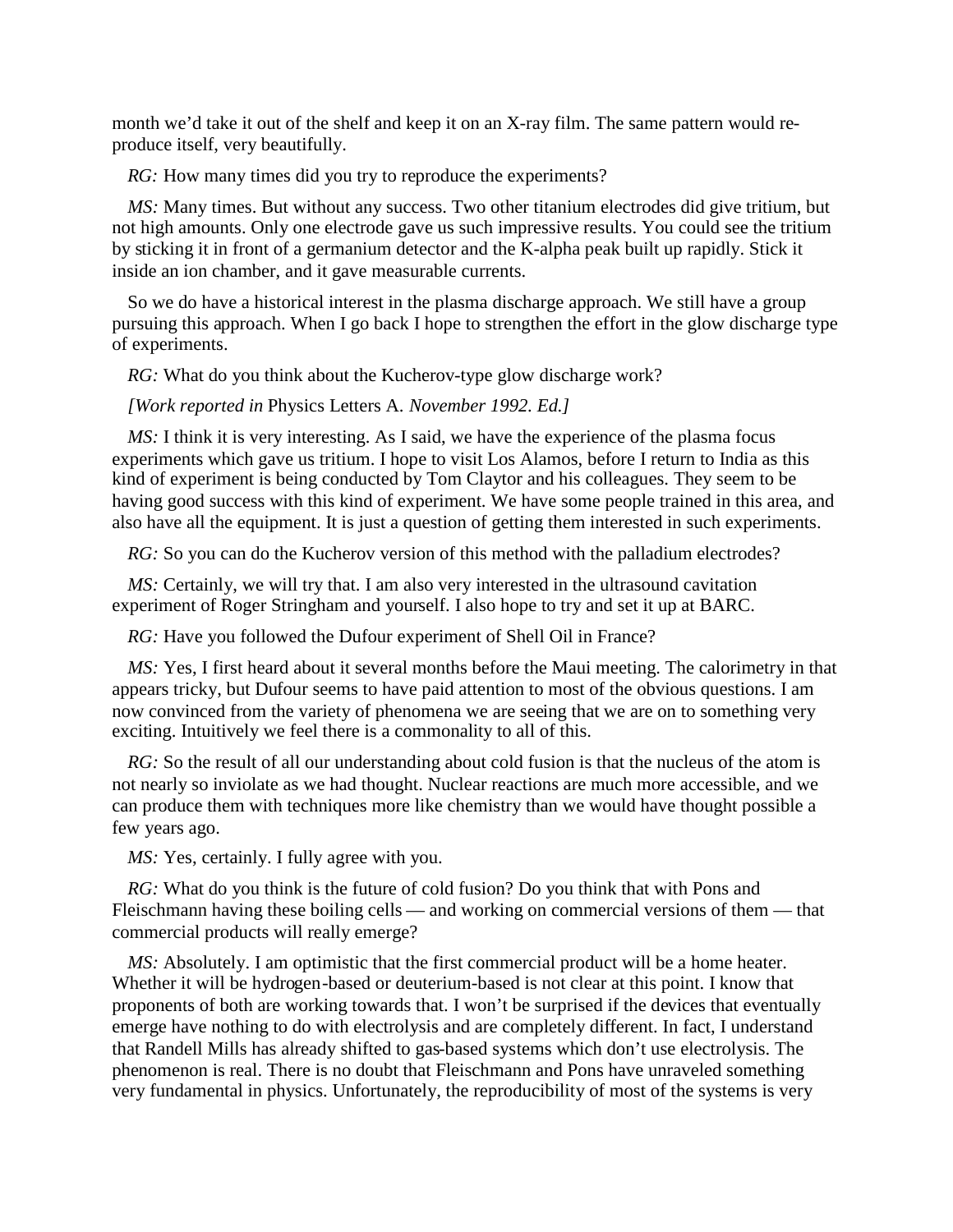month we'd take it out of the shelf and keep it on an X-ray film. The same pattern would reproduce itself, very beautifully.

*RG:* How many times did you try to reproduce the experiments?

*MS:* Many times. But without any success. Two other titanium electrodes did give tritium, but not high amounts. Only one electrode gave us such impressive results. You could see the tritium by sticking it in front of a germanium detector and the K-alpha peak built up rapidly. Stick it inside an ion chamber, and it gave measurable currents.

So we do have a historical interest in the plasma discharge approach. We still have a group pursuing this approach. When I go back I hope to strengthen the effort in the glow discharge type of experiments.

*RG:* What do you think about the Kucherov-type glow discharge work?

*[Work reported in* Physics Letters A. *November 1992. Ed.]*

*MS:* I think it is very interesting. As I said, we have the experience of the plasma focus experiments which gave us tritium. I hope to visit Los Alamos, before I return to India as this kind of experiment is being conducted by Tom Claytor and his colleagues. They seem to be having good success with this kind of experiment. We have some people trained in this area, and also have all the equipment. It is just a question of getting them interested in such experiments.

*RG:* So you can do the Kucherov version of this method with the palladium electrodes?

*MS:* Certainly, we will try that. I am also very interested in the ultrasound cavitation experiment of Roger Stringham and yourself. I also hope to try and set it up at BARC.

*RG:* Have you followed the Dufour experiment of Shell Oil in France?

*MS:* Yes, I first heard about it several months before the Maui meeting. The calorimetry in that appears tricky, but Dufour seems to have paid attention to most of the obvious questions. I am now convinced from the variety of phenomena we are seeing that we are on to something very exciting. Intuitively we feel there is a commonality to all of this.

*RG:* So the result of all our understanding about cold fusion is that the nucleus of the atom is not nearly so inviolate as we had thought. Nuclear reactions are much more accessible, and we can produce them with techniques more like chemistry than we would have thought possible a few years ago.

*MS:* Yes, certainly. I fully agree with you.

*RG:* What do you think is the future of cold fusion? Do you think that with Pons and Fleischmann having these boiling cells — and working on commercial versions of them — that commercial products will really emerge?

*MS:* Absolutely. I am optimistic that the first commercial product will be a home heater. Whether it will be hydrogen-based or deuterium-based is not clear at this point. I know that proponents of both are working towards that. I won't be surprised if the devices that eventually emerge have nothing to do with electrolysis and are completely different. In fact, I understand that Randell Mills has already shifted to gas-based systems which don't use electrolysis. The phenomenon is real. There is no doubt that Fleischmann and Pons have unraveled something very fundamental in physics. Unfortunately, the reproducibility of most of the systems is very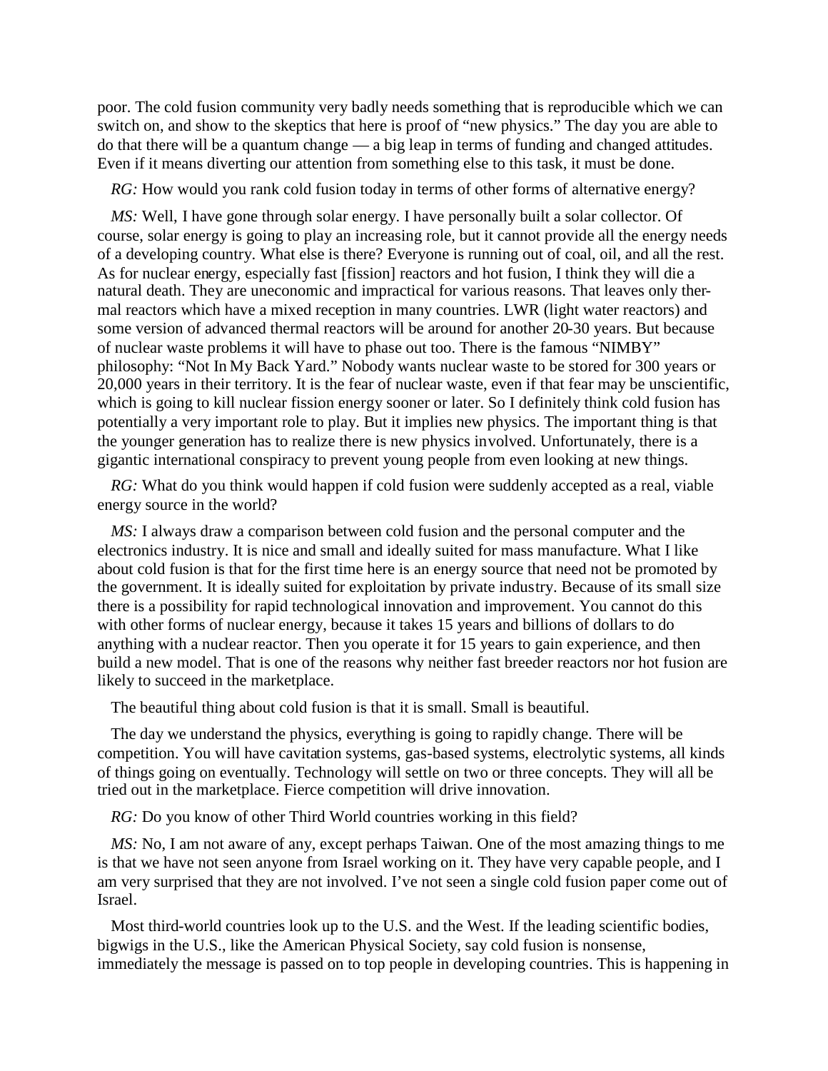poor. The cold fusion community very badly needs something that is reproducible which we can switch on, and show to the skeptics that here is proof of "new physics." The day you are able to do that there will be a quantum change — a big leap in terms of funding and changed attitudes. Even if it means diverting our attention from something else to this task, it must be done.

*RG:* How would you rank cold fusion today in terms of other forms of alternative energy?

*MS:* Well, I have gone through solar energy. I have personally built a solar collector. Of course, solar energy is going to play an increasing role, but it cannot provide all the energy needs of a developing country. What else is there? Everyone is running out of coal, oil, and all the rest. As for nuclear energy, especially fast [fission] reactors and hot fusion, I think they will die a natural death. They are uneconomic and impractical for various reasons. That leaves only thermal reactors which have a mixed reception in many countries. LWR (light water reactors) and some version of advanced thermal reactors will be around for another 20-30 years. But because of nuclear waste problems it will have to phase out too. There is the famous "NIMBY" philosophy: "Not In My Back Yard." Nobody wants nuclear waste to be stored for 300 years or 20,000 years in their territory. It is the fear of nuclear waste, even if that fear may be unscientific, which is going to kill nuclear fission energy sooner or later. So I definitely think cold fusion has potentially a very important role to play. But it implies new physics. The important thing is that the younger generation has to realize there is new physics involved. Unfortunately, there is a gigantic international conspiracy to prevent young people from even looking at new things.

*RG:* What do you think would happen if cold fusion were suddenly accepted as a real, viable energy source in the world?

*MS:* I always draw a comparison between cold fusion and the personal computer and the electronics industry. It is nice and small and ideally suited for mass manufacture. What I like about cold fusion is that for the first time here is an energy source that need not be promoted by the government. It is ideally suited for exploitation by private industry. Because of its small size there is a possibility for rapid technological innovation and improvement. You cannot do this with other forms of nuclear energy, because it takes 15 years and billions of dollars to do anything with a nuclear reactor. Then you operate it for 15 years to gain experience, and then build a new model. That is one of the reasons why neither fast breeder reactors nor hot fusion are likely to succeed in the marketplace.

The beautiful thing about cold fusion is that it is small. Small is beautiful.

The day we understand the physics, everything is going to rapidly change. There will be competition. You will have cavitation systems, gas-based systems, electrolytic systems, all kinds of things going on eventually. Technology will settle on two or three concepts. They will all be tried out in the marketplace. Fierce competition will drive innovation.

*RG:* Do you know of other Third World countries working in this field?

*MS:* No, I am not aware of any, except perhaps Taiwan. One of the most amazing things to me is that we have not seen anyone from Israel working on it. They have very capable people, and I am very surprised that they are not involved. I've not seen a single cold fusion paper come out of Israel.

Most third-world countries look up to the U.S. and the West. If the leading scientific bodies, bigwigs in the U.S., like the American Physical Society, say cold fusion is nonsense, immediately the message is passed on to top people in developing countries. This is happening in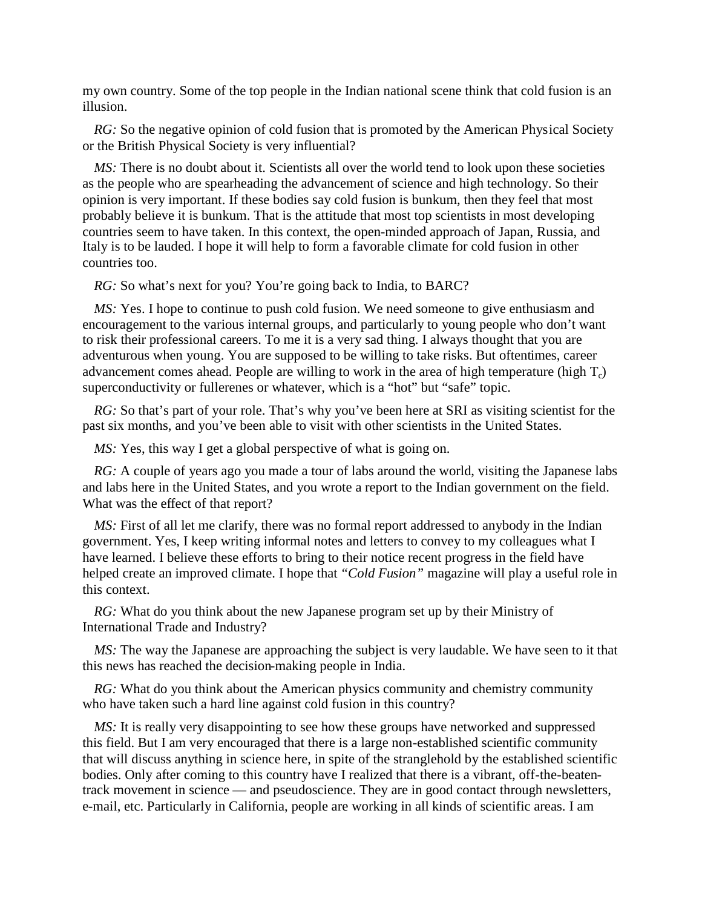my own country. Some of the top people in the Indian national scene think that cold fusion is an illusion.

*RG:* So the negative opinion of cold fusion that is promoted by the American Physical Society or the British Physical Society is very influential?

*MS:* There is no doubt about it. Scientists all over the world tend to look upon these societies as the people who are spearheading the advancement of science and high technology. So their opinion is very important. If these bodies say cold fusion is bunkum, then they feel that most probably believe it is bunkum. That is the attitude that most top scientists in most developing countries seem to have taken. In this context, the open-minded approach of Japan, Russia, and Italy is to be lauded. I hope it will help to form a favorable climate for cold fusion in other countries too.

*RG:* So what's next for you? You're going back to India, to BARC?

*MS:* Yes. I hope to continue to push cold fusion. We need someone to give enthusiasm and encouragement to the various internal groups, and particularly to young people who don't want to risk their professional careers. To me it is a very sad thing. I always thought that you are adventurous when young. You are supposed to be willing to take risks. But oftentimes, career advancement comes ahead. People are willing to work in the area of high temperature (high $T_c$) superconductivity or fullerenes or whatever, which is a "hot" but "safe" topic.

*RG:* So that's part of your role. That's why you've been here at SRI as visiting scientist for the past six months, and you've been able to visit with other scientists in the United States.

*MS:* Yes, this way I get a global perspective of what is going on.

*RG:* A couple of years ago you made a tour of labs around the world, visiting the Japanese labs and labs here in the United States, and you wrote a report to the Indian government on the field. What was the effect of that report?

*MS:* First of all let me clarify, there was no formal report addressed to anybody in the Indian government. Yes, I keep writing informal notes and letters to convey to my colleagues what I have learned. I believe these efforts to bring to their notice recent progress in the field have helped create an improved climate. I hope that *"Cold Fusion"* magazine will play a useful role in this context.

*RG:* What do you think about the new Japanese program set up by their Ministry of International Trade and Industry?

*MS:* The way the Japanese are approaching the subject is very laudable. We have seen to it that this news has reached the decision-making people in India.

*RG:* What do you think about the American physics community and chemistry community who have taken such a hard line against cold fusion in this country?

*MS:* It is really very disappointing to see how these groups have networked and suppressed this field. But I am very encouraged that there is a large non-established scientific community that will discuss anything in science here, in spite of the stranglehold by the established scientific bodies. Only after coming to this country have I realized that there is a vibrant, off-the-beaten-track movement in science — and pseudoscience. They are in good contact through newsletters, e-mail, etc. Particularly in California, people are working in all kinds of scientific areas. I am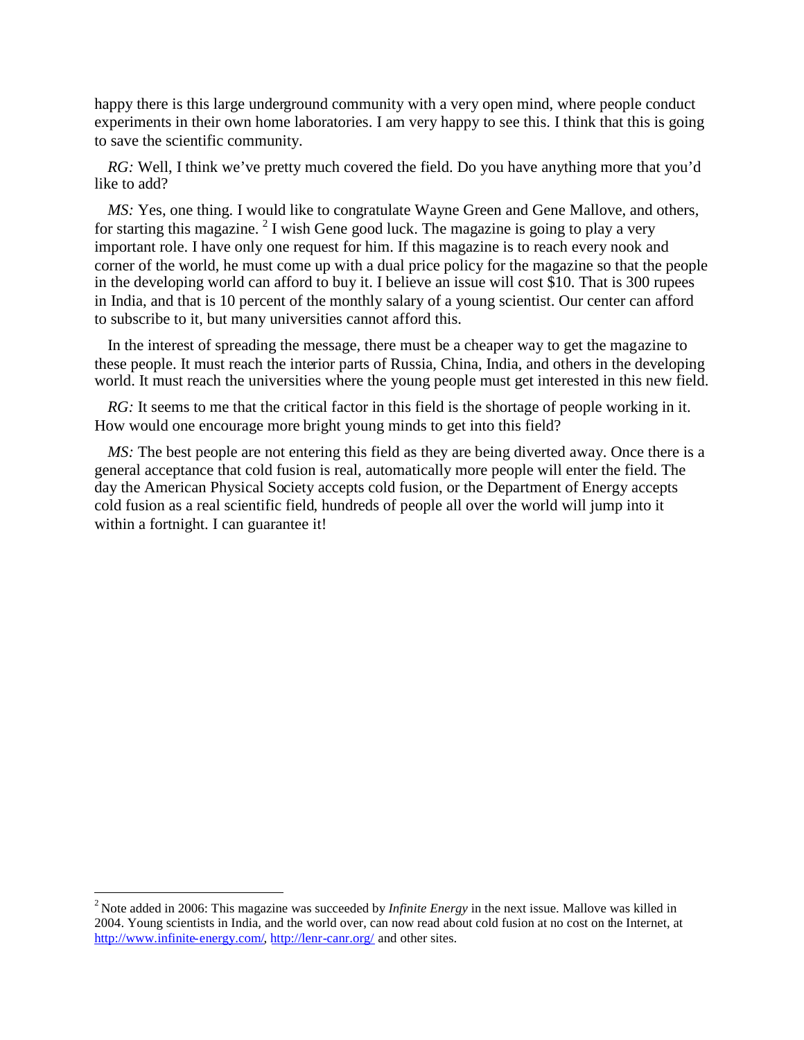happy there is this large underground community with a very open mind, where people conduct experiments in their own home laboratories. I am very happy to see this. I think that this is going to save the scientific community.

*RG:* Well, I think we've pretty much covered the field. Do you have anything more that you'd like to add?

*MS:* Yes, one thing. I would like to congratulate Wayne Green and Gene Mallove, and others, for starting this magazine. [2] I wish Gene good luck. The magazine is going to play a very important role. I have only one request for him. If this magazine is to reach every nook and corner of the world, he must come up with a dual price policy for the magazine so that the people in the developing world can afford to buy it. I believe an issue will cost $10. That is 300 rupees in India, and that is 10 percent of the monthly salary of a young scientist. Our center can afford to subscribe to it, but many universities cannot afford this.

In the interest of spreading the message, there must be a cheaper way to get the magazine to these people. It must reach the interior parts of Russia, China, India, and others in the developing world. It must reach the universities where the young people must get interested in this new field.

*RG:* It seems to me that the critical factor in this field is the shortage of people working in it. How would one encourage more bright young minds to get into this field?

*MS:* The best people are not entering this field as they are being diverted away. Once there is a general acceptance that cold fusion is real, automatically more people will enter the field. The day the American Physical Society accepts cold fusion, or the Department of Energy accepts cold fusion as a real scientific field, hundreds of people all over the world will jump into it within a fortnight. I can guarantee it!

---

[2] Note added in 2006: This magazine was succeeded by *Infinite Energy* in the next issue. Mallove was killed in 2004. Young scientists in India, and the world over, can now read about cold fusion at no cost on the Internet, at http://www.infinite-energy.com/, http://lenr-canr.org/ and other sites.